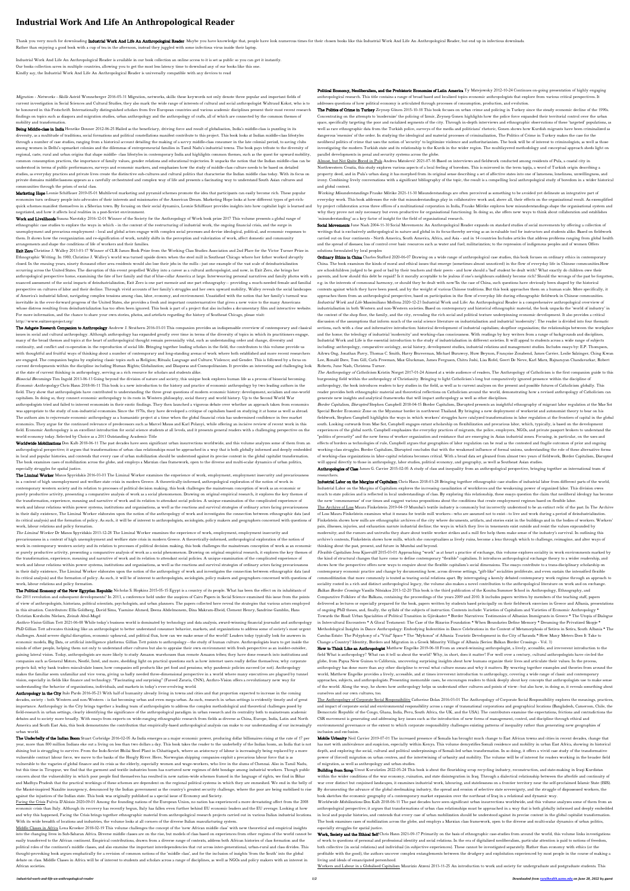# Industrial Work And Life An Anthropological Reader

Thank you very much for downloading **Industrial Work And Life An Anthropological Reader**. Maybe you have knowledge that, people have look numerous times for their chosen books like this Industrial Work And Life An Anthropological Reader, but end up in infectious downloads. Rather than enjoying a good book with a cup of tea in the afternoon, instead they juggled with some infectious virus inside their laptop.

Industrial Work And Life An Anthropological Reader is available in our book collection an online access to it is set as public so you can get it instantly.
Our books collection saves in multiple countries, allowing you to get the most less latency time to download any of our books like this one.
Kindly say, the Industrial Work And Life An Anthropological Reader is universally compatible with any devices to read

*Migration - Networks - Skills* Astrid Wonneberger 2016-05-31 Migration; networks, skills: these keywords not only denote three popular and important fields of current investigation in Social Sciences and Cultural Studies, they also mark the wide range of interests of cultural and social anthropologist Waltraud Kokot, who is to be honoured in this Festschrift. Internationally distinguished scholars from five European countries and various academic disciplines present their most recent research findings on topics such as diaspora and migration studies, urban anthropology and the anthropology of crafts, all of which are connected by the common themes of mobility and transformation.

**Being Middle-class in India** Henrike Donner 2012-06-25 Hailed as the beneficiary, driving force and result of globalisation, India's middle-class is puzzling in its diversity, as a multitude of traditions, social formations and political constellations manifest contribute to this project. This book looks at Indian middle-class lifestyles through a number of case studies, ranging from a historical account detailing the making of a savvy middle-class consumer in the late colonial period, to saving clubs among women in Delhi's upmarket colonies and the dilemmas of entrepreneurial families in Tamil Nadu's industrial towns. The book pays tribute to the diversity of regional, caste, rural and urban origins that shape middle- class lifestyles in contemporary India and highlights common themes, such as the quest for upward mobility, common consumption practices, the importance of family values, gender relations and educational trajectories. It unpacks the notion that the Indian middle-class can be understood in terms of public performances, surveys and economic markers, and emphasises how the study of middle-class culture needs to be based on detailed studies, as everyday practices and private lives create the distinctive sub-cultures and cultural politics that characterise the Indian middle class today. With its focus on private domains middleclassness appears as a carefully orchestrated and complex way of life and presents a fascinating way to understand South Asian cultures and communities through the prism of social class.

**Marketing Hope** Leonie Schiffauer 2019-05-01 Multilevel marketing and pyramid schemes promote the idea that participants can easily become rich. These popular economies turn ordinary people into advocates of their interests and missionaries of the American Dream. Marketing Hope looks at how different types of get-rich-quick schemes manifest themselves in a Siberian town. By focusing on their social dynamics, Leonie Schiffauer provides insights into how capitalist logic is learned and negotiated, and how it affects local realities in a post-Soviet environment.

**Work and Livelihoods** Susana Narotzky 2016-12-01 Winner of the Society for the Anthropology of Work book prize 2017 This volume presents a global range of ethnographic case studies to explore the ways in which - in the context of the restructuring of industrial work, the ongoing financial crisis, and the surge in unemployment and precarious employment - local and global actors engage with complex social processes and devise ideological, political, and economic responses to them. It shows how the reorganization and re-signification of work, notably shifts in the perception and valorization of work, affect domestic and community arrangements and shape the conditions of life of workers and their families.

**Exit Zero** Christine J. Walley 2013-01-17 Winner of CLR James Book Prize from the Working Class Studies Association and 2nd Place for the Victor Turner Prize in Ethnographic Writing. In 1980, Christine J. Walley's world was turned upside down when the steel mill in Southeast Chicago where her father worked abruptly closed. In the ensuing years, ninety thousand other area residents would also lose their jobs in the mills—just one example of the vast scale of deindustrialization occurring across the United States. The disruption of this event propelled Walley into a career as a cultural anthropologist, and now, in Exit Zero, she brings her anthropological perspective home, examining the fate of her family and that of blue-collar America at large. Interweaving personal narratives and family photos with a nuanced assessment of the social impacts of deindustrialization, Exit Zero is one part memoir and one part ethnography— providing a much-needed female and familial perspective on cultures of labor and their decline. Through vivid accounts of her family's struggles and her own upward mobility, Walley reveals the social landscapes of America's industrial fallout, navigating complex tensions among class, labor, economy, and environment. Unsatisfied with the notion that her family's turmoil was inevitable in the ever-forward progress of the United States, she provides a fresh and important counternarrative that gives a new voice to the many Americans whose distress resulting from deindustrialization has too often been ignored. This book is part of a project that also includes a documentary film and interactive website. For more information, and the chance to share your own stories, photos, and artefacts regarding the history of Southeast Chicago, please visit: http://www.exitzeroproject.org/

**The Ashgate Research Companion to Anthropology** Andrew J. Strathern 2016-03-03 This companion provides an indispensable overview of contemporary and classical issues in social and cultural anthropology. Although anthropology has expanded greatly over time in terms of the diversity of topics in which its practitioners engage, many of the broad themes and topics at the heart of anthropological thought remain perennially vital, such as understanding order and change, diversity and continuity, and conflict and co-operation in the reproduction of social life. Bringing together leading scholars in the field, the contributors to this volume provide us with thoughtful and fruitful ways of thinking about a number of contemporary and long-standing arenas of work where both established and more recent researchers are engaged. The companion begins by exploring classic topics such as Religion; Rituals; Language and Culture; Violence; and Gender. This is followed by a focus on current developments within the discipline including Human Rights; Globalization; and Diasporas and Cosmopolitanism. It provides an interesting and challenging look at the state of current thinking in anthropology, serving as a rich resource for scholars and students alike.

*Biosocial Becomings* Tim Ingold 2013-06-13 Going beyond the division of nature and society, this unique book explores human life as a process of biosocial becoming. *Economic Anthropology* Chris Hann 2018-06-11 This book is a new introduction to the history and practice of economic anthropology by two leading authors in the field. They show that anthropologists have contributed to understanding the three great questions of modern economic history: development, socialism and one-world capitalism. In doing so, they connect economic anthropology to its roots in Western philosophy, social theory and world history. Up to the Second World War anthropologists tried and failed to interest economists in their exotic findings. They then launched a vigorous debate over whether an approach taken from economics was appropriate to the study of non-industrial economies. Since the 1970s, they have developed a critique of capitalism based on studying it at home as well as abroad. The authors aim to rejuvenate economic anthropology as a humanistic project at a time when the global financial crisis has undermined confidence in free market economics. They argue for the continued relevance of predecessors such as Marcel Mauss and Karl Polanyi, while offering an incisive review of recent work in this field. Economic Anthropology is an excellent introduction for social science students at all levels, and it presents general readers with a challenging perspective on the world economy today. Selected by Choice as a 2013 Outstanding Academic Title

**Worldwide Mobilizations** Don Kalb 2018-06-11 The past decades have seen significant urban insurrections worldwide, and this volume analyzes some of them from an anthropological perspective; it argues that transformations of urban class relationships must be approached in a way that is both globally informed and deeply embedded in local and popular histories, and contends that every case of urban mobilization should be understood against its precise context in the global capitalist transformation. The book examines cases of mobilization across the globe, and employs a Marxian class framework, open to the diverse and multi-scalar dynamics of urban politics, especially struggles for spatial justice.

**The Liminal Worker** Manos Spyridakis 2016-03-03 The Liminal Worker examines the experience of work, employment, employment insecurity and precariousness in a context of high unemployment and welfare state crisis in modern Greece. A theoretically-informed, anthropological exploration of the notion of work in contemporary western society and its relation to processes of political decision making, this book challenges the mainstream conception of work as an economic or purely productive activity, presenting a comparative analysis of work as a social phenomenon. Drawing on original empirical research, it explores the key themes of the transformation, experience, meaning and narrative of work and its relation to attendant social policies. A unique examination of the complicated experience of work and labour relations within power systems, institutions and organisations, as well as the reactions and survival strategies of ordinary actors facing precariousness in their daily existence, The Liminal Worker elaborates upon the notion of the anthropology of work and investigates the connection between ethnographic data (and its critical analysis) and the formation of policy. As such, it will be of interest to anthropologists, sociologists, policy makers and geographers concerned with questions of work, labour relations and policy formation.

*The Liminal Worker* Dr Manos Spyridakis 2013-12-28 The Liminal Worker examines the experience of work, employment, employment insecurity and precariousness in a context of high unemployment and welfare state crisis in modern Greece. A theoretically-informed, anthropological exploration of the notion of work in contemporary western society and its relation to processes of political decision making, this book challenges the mainstream conception of work as an economic or purely productive activity, presenting a comparative analysis of work as a social phenomenon. Drawing on original empirical research, it explores the key themes of the transformation, experience, meaning and narrative of work and its relation to attendant social policies. A unique examination of the complicated experience of work and labour relations within power systems, institutions and organisations, as well as the reactions and survival strategies of ordinary actors facing precariousness in their daily existence, The Liminal Worker elaborates upon the notion of the anthropology of work and investigates the connection between ethnographic data (and its critical analysis) and the formation of policy. As such, it will be of interest to anthropologists, sociologists, policy makers and geographers concerned with questions of work, labour relations and policy formation.

**The Political Economy of the New Egyptian Republic** Nicholas S. Hopkins 2015-05-15 Egypt is a country of its people. What has been the effect on its inhabitants of the 2011 revolution and subsequent developments? In 2013, a conference held under the auspices of Cairo Papers in Social Science examined this issue from the points of view of anthropologists, historians, political scientists, psychologists, and urban planners. The papers collected here reveal the strategies that various actors employed in this situation. Contributors: Ellis Goldberg, David Sims, Yasmine Ahmed, Deena Abdelmonem, Dina Makram-Ebeid, Clement Henry, Sandrine Gamblin, Hans Christian Korsholm Nielsen, Zeinab Abul-Magd

*Anthro-Vision* Gillian Tett 2021-06-08 While today's business world is dominated by technology and data analysis, award-winning financial journalist and anthropology PhD Gillian Tett advocates thinking like an anthropologist to better understand consumer behavior, markets, and organizations to address some of society's most urgent challenges. Amid severe digital disruption, economic upheaval, and political flux, how can we make sense of the world? Leaders today typically look for answers in economic models, Big Data, or artificial intelligence platforms. Gillian Tett points to anthropology—the study of human culture. Anthropologists learn to get inside the minds of other people, helping them not only to understand other cultures but also to appraise their own environment with fresh perspective as an insider-outsider, gaining lateral vision. Today, anthropologists are more likely to study Amazon warehouses than remote Amazon tribes; they have done research into institutions and companies such as General Motors, Nestlé, Intel, and more, shedding light on practical questions such as how internet users really define themselves; why corporate projects fail; why bank traders miscalculate losses; how companies sell products like pet food and pensions; why pandemic policies succeed (or not). Anthropology makes the familiar seem unfamiliar and vice versa, giving us badly needed three-dimensional perspective in a world where many executives are plagued by tunnel vision, especially in fields like finance and technology. "Fascinating and surprising" (Fareed Zakaria, CNN), Anthro-Vision offers a revolutionary new way for understanding the behavior of organizations, individuals, and markets in today's ever-evolving world.

**Anthropology in the City** Italo Pardo 2016-05-23 With half of humanity already living in towns and cities and that proportion expected to increase in the coming decades, society - both Western and non-Western - is fast becoming urban and even mega-urban. As such, research in urban settings is evidently timely and of great importance. Anthropology in the City brings together a leading team of anthropologists to address the complex methodological and theoretical challenges posed by field-research in urban settings, clearly identifying the significance of the anthropological paradigm in urban research and its centrality both to mainstream academic debates and to society more broadly. With essays from experts on wide-ranging ethnographic research from fields as diverse as China, Europe, India, Latin and North America and South East Asia, this book demonstrates the contribution that empirically-based anthropological analysis can make to our understanding of our increasingly urban world.

**The Underbelly of the Indian Boom** Stuart Corbridge 2016-02-05 As India emerges as a major economic power, producing dollar billionaires rising at the rate of 17 per year, more than 800 million Indians eke out a living on less than two dollars a day. This book takes the reader to the underbelly of the Indian boom, as India that is not shining but is struggling to survive. From the Indo-Soviet Bhilai Steel Plant in Chhattisgarh, where an aristocracy of labour is increasingly being replaced by a more vulnerable contract labour force, we move to the banks of the Hoogly River. Here, Norwegian shipping companies exploit a precarious labour force that is as vulnerable to the vagaries of global finance and its crisis as the elderly, especially women and wage-workers, who live in the slums of Chennai. Also in Tamil Nadu, but this time in Tiruppur, we find that the garment and textile industries boom has nurtured new regimes of debt bondage among industrial workers. Though public concern about the vulnerability in which poor people find themselves has resulted in new nation-wide schemes framed in the language of rights, we find in Bihar and Madhya Pradesh that the practical workings of these schemes are dependent on the regional political systems in which they are enmeshed. We end in the belly of the Maoist-inspired Naxalite insurgency, denounced by the Indian government as the country's greatest security challenge, where the poor are being mobilised to rise against the injustices of the Indian state. This book was originally published as a special issue of Economy and Society.

Facing the Crisis Fulvia D'Aloisio 2020-09-01 Among the founding nations of the European Union, no nation has experienced a more devastating affect from the 2008 economic crisis than Italy. Although its recovery has recently begun, Italy has fallen even further behind EU economic leaders and the EU average. Looking at how and why this happened, Facing the Crisis brings together ethnographic material from anthropological research projects carried out in various Italian industrial locations. With its wide breadth of locations and industries, the volume looks at all corners of the diverse Italian manufacturing system.

Middle Classes in Africa Lena Kroeker 2018-02-19 This volume challenges the concept of the 'new African middle class' with new theoretical and empirical insights into the changing lives in Sub-Saharan Africa. Diverse middle classes are on the rise, but models of class based on experiences from other regions of the world cannot be easily transferred to the African continent. Empirical contributions, drawn from a diverse range of contexts, address both African histories of class formation and the political roles of the continent's middle classes, and also examine the important interdependencies that cut across inter-generational, urban-rural and class divides. This thought-provoking book argues emphatically for a revision of common notions of the 'middle class', and for the inclusion of insights 'from the South' into the global debate on class. Middle Classes in Africa will be of interest to students and scholars across a range of disciplines, as well as NGOs and policy makers with an interest in African societies.

**Political Economy, Neoliberalism, and the Prehistoric Economies of Latin America** Ty Matejowsky 2012-10-24 Continues on-going presentation of highly engaging anthropological research. This title contains a range of broad based and localized topics economic anthropologists that explore from various critical perspectives. It addresses questions of how political economy is articulated through processes of consumption, production, and evolution.

**The Politics of Crime in Turkey** Zeynep Gönen 2015-10-18 This book focuses on urban crime and policing in Turkey since the steady economic decline of the 1990s. Concentrating on the attempts to 'modernize' the policing of Izmir, Zeynep Gonen highlights how the police force expanded their territorial control over the urban space, specifically targeting the poor and racialized segments of the city. Through in-depth interviews and ethnographic observations of these 'targeted' populations, as well as rare ethnographic data from the Turkish police, surveys of the media and politicians' rhetoric, Gonen shows how Kurdish migrants have been criminalized as dangerous 'enemies' of the order. In studying the ideological and material processes of criminalization, The Politics of Crime in Turkey makes the case for the neoliberal politics of crime that uses the notion of 'security' to legitimize violence and authoritarianism. The book will be of interest to criminologists, as well as those investigating the modern Turkish state and its relationship to the Kurds in the wider region. The multilayered methodology and conceptual approach sheds light on parallel developments in penal and security systems across the globe.

Almost, but Not Quite Bored in Pula Andrea Matošević 2021-07-16 Based on interviews and fieldwork conducted among residents of Pula, a coastal city in Northwestern Croatia, this study explores various aspects of a local feeling of boredom. This is mirrored in the term tapija, a word of Turkish origin describing a property deed, and in Pula's urban slang it has morphed from its original sense describing a set of affective states into one of lameness, lameness, unwillingness, and irony. Combining lively conversations with a significant bibliography of the topic, the result is a compelling local anthropological study of boredom in a wider historical and global context.

*Working Misunderstandings* Frauke Mörike 2021-11-30 Misunderstandings are often perceived as something to be avoided yet delineate an integrative part of everyday work. This book addresses the role that misunderstandings play in collaborative work and, above all, their effects on the organizational result. As exemplified by project collaboration across three offices of a multinational corporation in India, Frauke Mörike explores how misunderstandings shape the organizational system and why they prove not only necessary but even productive for organisational functioning. In doing so, she offers new ways to think about collaboration and establishes 'misunderstanding' as a key factor of insight for the field of organisational research.

**Social Movements** June Nash 2004-11-30 Social Movements: An Anthropological Reader expands on standard studies of social movements by offering a collection of writings that is exclusively anthropological in nature and global in its focus-thereby serving as an invaluable tool for instructors and students alike. Based on fieldwork carried out on four continents - North America, South America, Africa, and Asia - and in 14 countries Includes articles that address problems ranging from global health and the spread of diseases; loss of control over basic resources such as water and fuel; militarization; to the repression of indigenous peoples and of women Offers solutions formulated by local peoples

**Ordinary Ethics in China** Charles Stafford 2020-06-07 Drawing on a wide range of anthropological case studies, this book focuses on ordinary ethics in contemporary China. The book examines the kinds of moral and ethical issues that emerge (sometimes almost unnoticed) in the flow of everyday life in Chinese communities.How are schoolchildren judged to be good or bad by their teachers and their peers - and how should a 'bad' student be dealt with? What exactly do children owe their parents, and how should this debt be repaid? Is it morally acceptable to be jealous if one's neighbours suddenly become rich? Should the wrongs of the past be forgotten, e.g. in the interests of communal harmony, or should they be dealt with now?In the case of China, such questions have obviously been shaped by the historical contexts against which they have been posed, and by the weight of various Chinese traditions. But this book approaches them as a human scale. More specifically, it approaches them from an anthropological perspective, based on participation in the flow of everyday life during ethnographic fieldwork in Chinese communities. *Industrial Work and Life* Massimiliano Mollona 2020-12-23 Industrial Work and Life: An Anthropological Reader is a comprehensive anthropological overview of industrialisation in both Western and non-Western societies. Based on contemporary and historical ethnographic material, the book unpacks the 'world of industry' in the context of the shop floor, the family, and the city, revealing the rich social and political texture underpinning economic development. It also provides a critical discussion of the assumptions that inform much of the social science literature on industrialisation and industrial 'modernity'. The reader is divided into four thematic sections, each with a clear and informative introduction: historical development of industrial capitalism; shopfloor organisation; the relationships between the workplace and the home; the ideology of industrial 'modernity' and working-class consciousness. With readings by key writers from a range of backgrounds and disciplines, Industrial Work and Life is the essential introduction to the study of industrialisation in different societies. It will appeal to students across a wide range of subjects including: anthropology, comparative sociology, social history, development studies, industrial relations and management studies. Includes essays by: E.P. Thompson, Aihwa Ong, Jonathan Parry, Thomas C. Smith, Harry Braverman, Michael Burawoy, Huw Beynon, Françoise Zonabend, James Carrier, Leslie Salzinger, Ching Kwan Lee, Ronald Dore, Tom Gill, Carla Freeman, Max Gluckman, James Ferguson, Chitra Joshi, Lisa Rofel, Geert De Neve, Karl Marx, Rajnarayan Chandavarkar, Robert Roberts, June Nash, Christena Turner.

*The Anthropology of Catholicism* Kristin Norget 2017-01-24 Aimed at a wide audience of readers, The Anthropology of Catholicism is the first companion guide to this burgeoning field within the anthropology of Christianity. Bringing to light Catholicism's long but comparatively ignored presence within the discipline of anthropology, the book introduces readers to key studies in the field, as well as to current analyses on the present and possible futures of Catholicism globally. This reader provides both ethnographic material and theoretical reflections on Catholicism around the world, demonstrating how a revised anthropology of Catholicism can generate new insights and analytical frameworks that will impact anthropology as well as other disciplines.

*Border Capitalism, Disrupted* Stephen Campbell 2018-04-15 Border Capitalism, Disrupted presents an insightful ethnography of migrant labor regulation at the Mae Sot Special Border Economic Zone on the Myanmar border in northwest Thailand. By bringing a new deployment of workerist and autonomist theory to bear on his fieldwork, Stephen Campbell highlights the ways in which workers' struggles have catalyzed transformations in labor regulation at the frontiers of capital in the global south. Looking outwards from Mae Sot, Campbell engages extant scholarship on flexibilization and precarious labor, which, typically, is based on the development experiences of the global north. Campbell emphasizes the everyday practices of migrants, the police, employers, NGOs, and private passport brokers to understand the "politics of precarity" and the new forms of worker organization and resistance that are emerging in Asian industrial zones. Focusing, in particular, on the uses and effects of borders as technologies of rule, Campbell argues that geographies of labor regulation can be read as the contested and fragile outcomes of prior and ongoing working-class struggles. Border Capitalism, Disrupted concludes that with the weakened influence of formal unions, understanding the role of these alternative forms of working-class organization in labor-capital relations becomes critical. With a broad data set gleaned from almost two years of fieldwork, Border Capitalism, Disrupted will appeal directly to those in anthropology, labor studies, political economy, and geography, as well as Southeast Asian studies.

**Anthropologies of Class** James G. Carrier 2015-02-05 A study of class and inequality from an anthropological perspective, bringing together an international team of researchers.

**Industrial Labor on the Margins of Capitalism** Chris Hann 2018-03-28 Bringing together ethnographic case studies of industrial labor from different parts of the world, Industrial Labor on the Margins of Capitalism explores the increasing casualization of workforces and the weakening power of organized labor. This division owes much to state policies and is reflected in local understandings of class. By exploring this relationship, these essays question the claim that neoliberal ideology has become the new 'commonsense' of our times and suggest various propositions about the conditions that create employment regimes based on flexible labor.

The Archive of Loss Maura Finkelstein 2019-04-19 Mumbai's textile industry is commonly but incorrectly understood to be an extinct relic of the past. In The Archive of Loss Maura Finkelstein examines what it means for textile mill workers—who are assumed not to exist—to live and work during a period of deindustrialization. Finkelstein shows how mills are ethnographic archives of the city where documents, artifacts, and stories exist in the buildings and in the bodies of workers. Workers' pain, illnesses, injuries, and exhaustion narrate industrial decline; the ways in which they live in tenements exist outside and resist the values expounded by modernity; and the rumors and untruths they share about textile worker strikes and a mill fire help them make sense of the industry's survival. In outlining this archive's contents, Finkelstein shows how mills, which she conceptualizes as lively ruins, become a lens through which to challenge, reimagine, and alter ways of thinking about the past, present, and future in Mumbai and beyond.

*Flexible Capitalism* Jens Kjaerulff 2015-03-01 Approaching "work" as at heart a practice of exchange, this volume explores sociality in work environments marked by the kind of structural changes that have come to define contemporary "flexible" capitalism. It introduces anthropological exchange theory to a wider readership, and shows how the perspective offers new ways to enquire about the flexible capitalism's social dimensions. The essays contribute to a trans-disciplinary scholarship on contemporary economic practice and change by documenting how, across diverse settings, "gift-like" socialities proliferate, and even sustain the intensified flexible commoditization that more commonly is touted as tearing social relations apart. By interrogating a keenly debated contemporary work regime through an approach to sociality rooted in a rich and distinct anthropological legacy, the volume also makes a novel contribution to the anthropological literature on work and on exchange. *Balkan Border Crossings* Vassilis Nitsiakos 2013-12-20 This book is the third publication of the Konitsa Summer School in Anthropology, Ethnography, and Comparative Folklore of the Balkans, containing the proceedings of the years 2009 and 2010. It includes papers written by members of the teaching staff, papers delivered as lectures or especially prepared for the book, papers written by students based principally on their fieldwork exercises in Greece and Albania, presentations of ongoing PhD theses, and, finally, the syllabi of the subjects of instruction. Contents include: Varieties of Capitalism and Varieties of Economic Anthropology \* Towards the Road: Urban Specialities of Political Transition in Gjirokaster \* Border Narratives: Testimonies of Albanian Immigrants in Greece \* The Utopia of Dialogue in Intercultural Encounters \* A Glocal Testament: The Case of the Rizarios Foundation \* When Boundaries Define Memory \* Dreaming the Privatized Skopje \* Methodological Insights in Dance Anthropology: Embodying Indentities in Dance Celebrations in the Context of Metamorphosis of Sotiros in Sotira, South Albania \* The Cambas Estate: The Polyphony of a "Vital" Space \* The "Mykonos" of Albania: Touristic Development in the City of Saranda \* How Many Meters Does It Take to Change a Country? Identity, Borders and Migration in a Greek Minority Village of Albania (Series: Balkan Border Crossings - Vol. 3)

**How to Think Like an Anthropologist** Matthew Engelke 2019-06-18 From an award-winning anthropologist, a lively, accessible, and irreverent introduction to the field What is anthropology? What can it tell us about the world? Why, in short, does it matter? For well over a century, cultural anthropologists have circled the globe, from Papua New Guinea to California, uncovering surprising insights about how humans organize their lives and articulate their values. In the process, anthropology has done more than any other discipline to reveal what culture means and why it matters. By weaving together examples and theories from around the world, Matthew Engelke provides a lively, accessible, and at times irreverent introduction to anthropology, covering a wide range of classic and contemporary approaches, subjects, and anthropologists. Presenting memorable cases, he encourages readers to think deeply about key concepts that anthropologists use to make sense of the world. Along the way, he shows how anthropology helps us understand other cultures and points of view—but also how, in doing so, it reveals something about ourselves and our own cultures, too.

The Anthropology of Corporate Social Responsibility Catherine Dolan 2016-03-01 The Anthropology of Corporate Social Responsibility explores the meanings, practices, and impact of corporate social and environmental responsibility across a range of transnational corporations and geographical locations (Bangladesh, Cameroon, Chile, the Democratic Republic of the Congo, Ghana, India, Peru, South Africa, the UK, and the USA). The contributors examine the expectations, frictions and contradictions the CSR movement is generating and addressing key issues such as the introduction of new forms of management, control, and discipline through ethical and environmental governance or the extent to which corporate responsibility challenges existing patterns of inequality rather than generating new geographies of inclusion and exclusion.

**Mobile Urbanity** Neil Carrier 2019-07-01 The increased presence of Somalis has brought much change to East African towns and cities in recent decades, change that has met with ambivalence and suspicion, especially within Kenya. This volume demystifies Somali residence and mobility in urban East Africa, showing its historical depth, and exploring the social, cultural and political underpinnings of Somali-led urban transformation. In so doing, it offers a vivid case study of the transformative power of (forced) migration on urban centres, and the intertwining of urbanity and mobility. The volume will be of interest for readers working in the broader field of migration, as well as anthropology and urban studies.

**Building from Scrap** Umut Kuruüzüm 2022-05-24 This book is about the flourishing scrap recycling industry, reconstruction, and state-making in Iraqi Kurdistan within the wider conditions of the war economy, ruination, and state disintegration in Iraq. Through a dialectical relationship between the afterlife and continuity of war over distinct but conjoined landscapes, it examines industrial work, labouring, and statelessness on a frontier territory near the self-proclaimed Islamic State (ISIS). By documenting the advance of the global steelmaking industry, the spread and erosion of selective state sovereignty, and the struggle of dispossessed workers, the book sketches the economic geography of a contemporary market expansion over the northeast of Iraq in a relational and dynamic way.

*Worldwide Mobilizations* Don Kalb 2018-06-11 The past decades have seen significant urban insurrections worldwide, and this volume analyzes some of them from an anthropological perspective; it argues that transformations of urban class relationships must be approached in a way that is both globally informed and deeply embedded in local and popular histories, and contends that every case of urban mobilization should be understood against its precise context in the global capitalist transformation. The book examines cases of mobilization across the globe, and employs a Marxian class framework, open to the diverse and multi-scalar dynamics of urban politics, especially struggles for spatial justice.

**Work, Society and the Ethical Self** Chris Hann 2021-09-17 Primarily on the basis of ethnographic case-studies from around the world, this volume links investigations of work to questions of personal and professional identity and social relations. In the era of digitalized neoliberalism, particular attention is paid to notions of freedom, both collective (in social relations) and individual (in subjective experiences). These cannot be investigated separately. Rather than economy with ethics (or the profitable with the good), the authors uncover complex entanglements between the drudgery and exploitation experienced by most people in the course of making a living and ideals of emancipated personhood.

Workers and Labour in a Globalised Capitalism Maurizio Atzeni 2013-11-25 An introduction to work and society for undergraduate and postgraduate students. This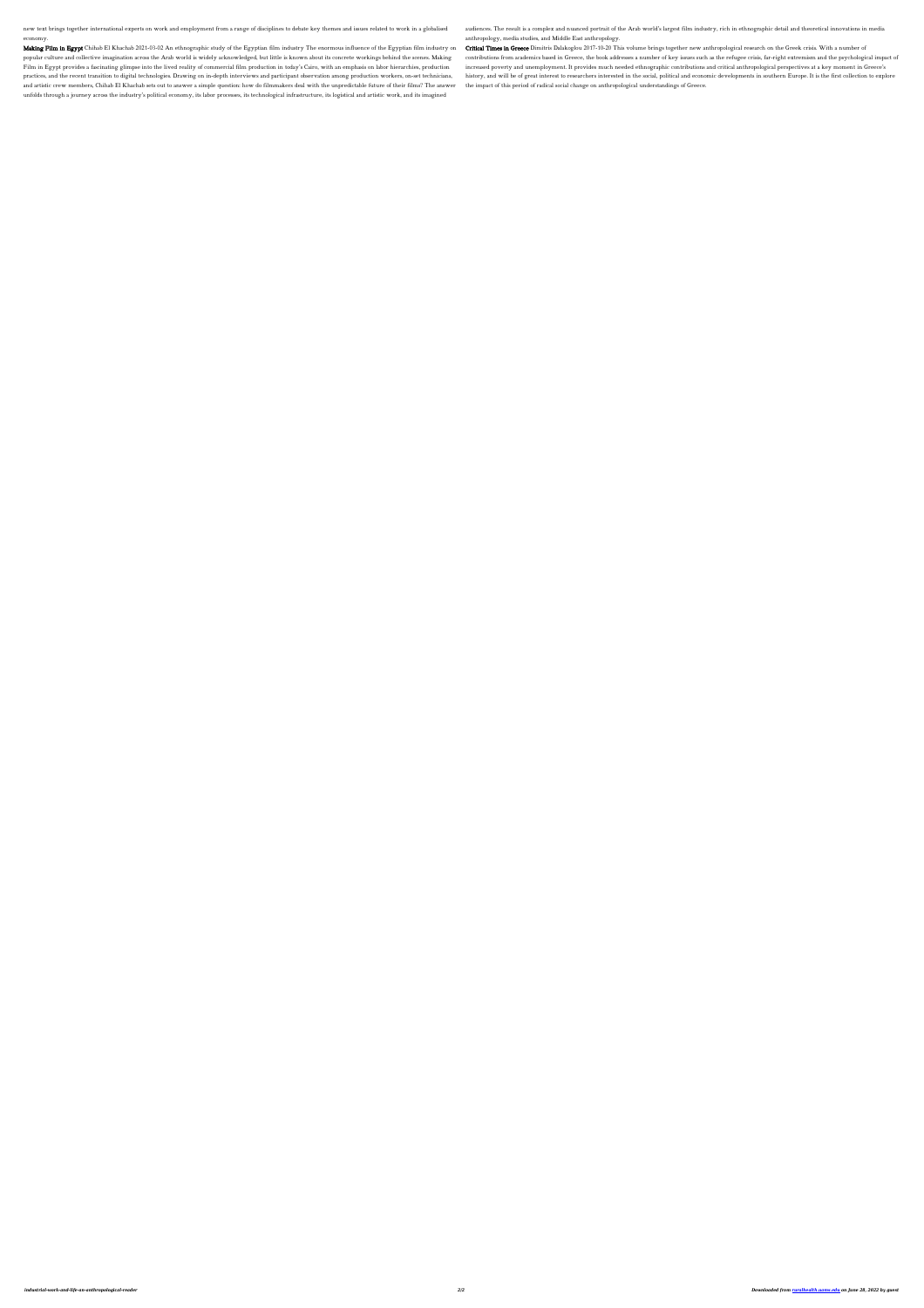new text brings together international experts on work and employment from a range of disciplines to debate key themes and issues related to work in a globalised economy.

**Making Film in Egypt** Chihab El Khachab 2021-03-02 An ethnographic study of the Egyptian film industry The enormous influence of the Egyptian film industry on popular culture and collective imagination across the Arab world is widely acknowledged, but little is known about its concrete workings behind the scenes. Making Film in Egypt provides a fascinating glimpse into the lived reality of commercial film production in today's Cairo, with an emphasis on labor hierarchies, production practices, and the recent transition to digital technologies. Drawing on in-depth interviews and participant observation among production workers, on-set technicians, and artistic crew members, Chihab El Khachab sets out to answer a simple question: how do filmmakers deal with the unpredictable future of their films? The answer unfolds through a journey across the industry's political economy, its labor processes, its technological infrastructure, its logistical and artistic work, and its imagined audiences. The result is a complex and nuanced portrait of the Arab world's largest film industry, rich in ethnographic detail and theoretical innovations in media anthropology, media studies, and Middle East anthropology.

**Critical Times in Greece** Dimitris Dalakoglou 2017-10-20 This volume brings together new anthropological research on the Greek crisis. With a number of contributions from academics based in Greece, the book addresses a number of key issues such as the refugee crisis, far-right extremism and the psychological impact of increased poverty and unemployment. It provides much needed ethnographic contributions and critical anthropological perspectives at a key moment in Greece's history, and will be of great interest to researchers interested in the social, political and economic developments in southern Europe. It is the first collection to explore the impact of this period of radical social change on anthropological understandings of Greece.